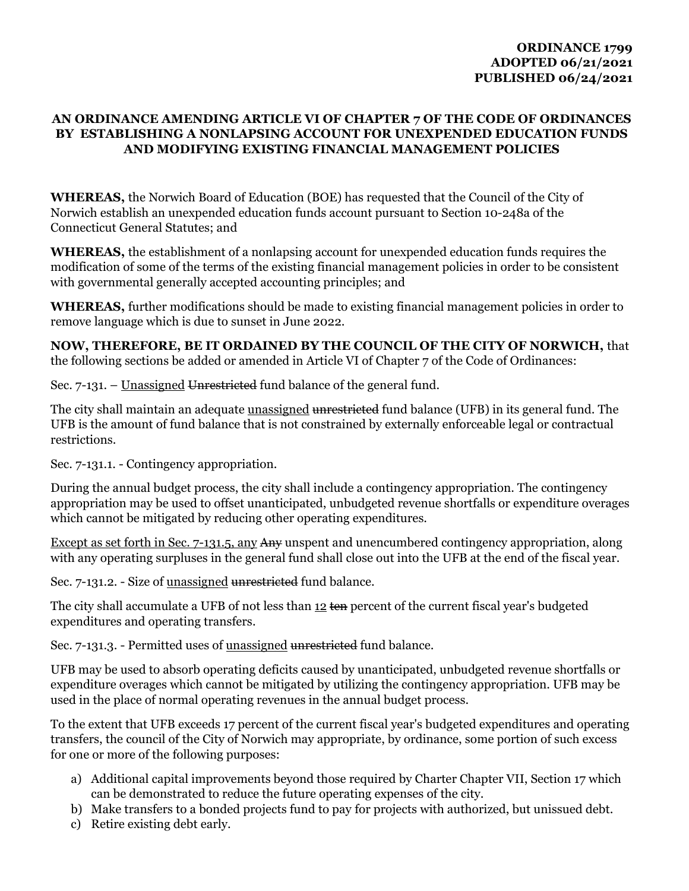**ORDINANCE 1799**
**ADOPTED 06/21/2021**
**PUBLISHED 06/24/2021**

**AN ORDINANCE AMENDING ARTICLE VI OF CHAPTER 7 OF THE CODE OF ORDINANCES BY ESTABLISHING A NONLAPSING ACCOUNT FOR UNEXPENDED EDUCATION FUNDS AND MODIFYING EXISTING FINANCIAL MANAGEMENT POLICIES**

**WHEREAS,** the Norwich Board of Education (BOE) has requested that the Council of the City of Norwich establish an unexpended education funds account pursuant to Section 10-248a of the Connecticut General Statutes; and

**WHEREAS,** the establishment of a nonlapsing account for unexpended education funds requires the modification of some of the terms of the existing financial management policies in order to be consistent with governmental generally accepted accounting principles; and

**WHEREAS,** further modifications should be made to existing financial management policies in order to remove language which is due to sunset in June 2022.

**NOW, THEREFORE, BE IT ORDAINED BY THE COUNCIL OF THE CITY OF NORWICH,** that the following sections be added or amended in Article VI of Chapter 7 of the Code of Ordinances:

Sec. 7-131. – <u>Unassigned</u> ~~Unrestricted~~ fund balance of the general fund.

The city shall maintain an adequate <u>unassigned</u> ~~unrestricted~~ fund balance (UFB) in its general fund. The UFB is the amount of fund balance that is not constrained by externally enforceable legal or contractual restrictions.

Sec. 7-131.1. - Contingency appropriation.

During the annual budget process, the city shall include a contingency appropriation. The contingency appropriation may be used to offset unanticipated, unbudgeted revenue shortfalls or expenditure overages which cannot be mitigated by reducing other operating expenditures.

<u>Except as set forth in Sec. 7-131.5, any</u> ~~Any~~ unspent and unencumbered contingency appropriation, along with any operating surpluses in the general fund shall close out into the UFB at the end of the fiscal year.

Sec. 7-131.2. - Size of <u>unassigned</u> ~~unrestricted~~ fund balance.

The city shall accumulate a UFB of not less than <u>12</u> ~~ten~~ percent of the current fiscal year's budgeted expenditures and operating transfers.

Sec. 7-131.3. - Permitted uses of <u>unassigned</u> ~~unrestricted~~ fund balance.

UFB may be used to absorb operating deficits caused by unanticipated, unbudgeted revenue shortfalls or expenditure overages which cannot be mitigated by utilizing the contingency appropriation. UFB may be used in the place of normal operating revenues in the annual budget process.

To the extent that UFB exceeds 17 percent of the current fiscal year's budgeted expenditures and operating transfers, the council of the City of Norwich may appropriate, by ordinance, some portion of such excess for one or more of the following purposes:

a) Additional capital improvements beyond those required by Charter Chapter VII, Section 17 which can be demonstrated to reduce the future operating expenses of the city.
b) Make transfers to a bonded projects fund to pay for projects with authorized, but unissued debt.
c) Retire existing debt early.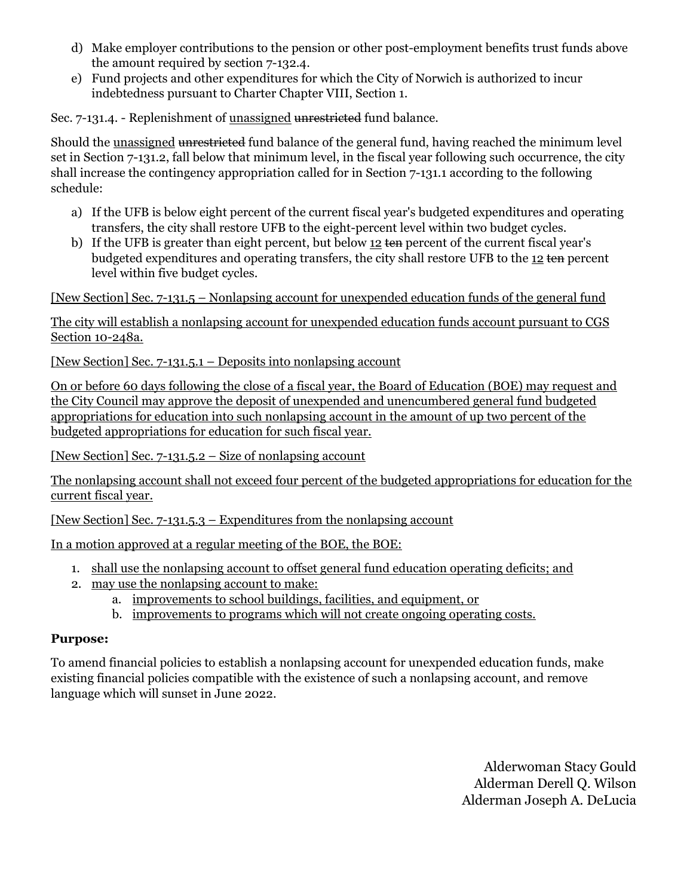d) Make employer contributions to the pension or other post-employment benefits trust funds above the amount required by section 7-132.4.
e) Fund projects and other expenditures for which the City of Norwich is authorized to incur indebtedness pursuant to Charter Chapter VIII, Section 1.

Sec. 7-131.4. - Replenishment of <u>unassigned</u> ~~unrestricted~~ fund balance.

Should the <u>unassigned</u> ~~unrestricted~~ fund balance of the general fund, having reached the minimum level set in Section 7-131.2, fall below that minimum level, in the fiscal year following such occurrence, the city shall increase the contingency appropriation called for in Section 7-131.1 according to the following schedule:

a) If the UFB is below eight percent of the current fiscal year's budgeted expenditures and operating transfers, the city shall restore UFB to the eight-percent level within two budget cycles.
b) If the UFB is greater than eight percent, but below <u>12</u> ~~ten~~ percent of the current fiscal year's budgeted expenditures and operating transfers, the city shall restore UFB to the <u>12</u> ~~ten~~ percent level within five budget cycles.

<u>[New Section] Sec. 7-131.5 – Nonlapsing account for unexpended education funds of the general fund</u>

<u>The city will establish a nonlapsing account for unexpended education funds account pursuant to CGS Section 10-248a.</u>

<u>[New Section] Sec. 7-131.5.1 – Deposits into nonlapsing account</u>

<u>On or before 60 days following the close of a fiscal year, the Board of Education (BOE) may request and the City Council may approve the deposit of unexpended and unencumbered general fund budgeted appropriations for education into such nonlapsing account in the amount of up two percent of the budgeted appropriations for education for such fiscal year.</u>

<u>[New Section] Sec. 7-131.5.2 – Size of nonlapsing account</u>

<u>The nonlapsing account shall not exceed four percent of the budgeted appropriations for education for the current fiscal year.</u>

<u>[New Section] Sec. 7-131.5.3 – Expenditures from the nonlapsing account</u>

<u>In a motion approved at a regular meeting of the BOE, the BOE:</u>

1. <u>shall use the nonlapsing account to offset general fund education operating deficits; and</u>
2. <u>may use the nonlapsing account to make:</u>
   a. <u>improvements to school buildings, facilities, and equipment, or</u>
   b. <u>improvements to programs which will not create ongoing operating costs.</u>

**Purpose:**

To amend financial policies to establish a nonlapsing account for unexpended education funds, make existing financial policies compatible with the existence of such a nonlapsing account, and remove language which will sunset in June 2022.

Alderwoman Stacy Gould
Alderman Derell Q. Wilson
Alderman Joseph A. DeLucia